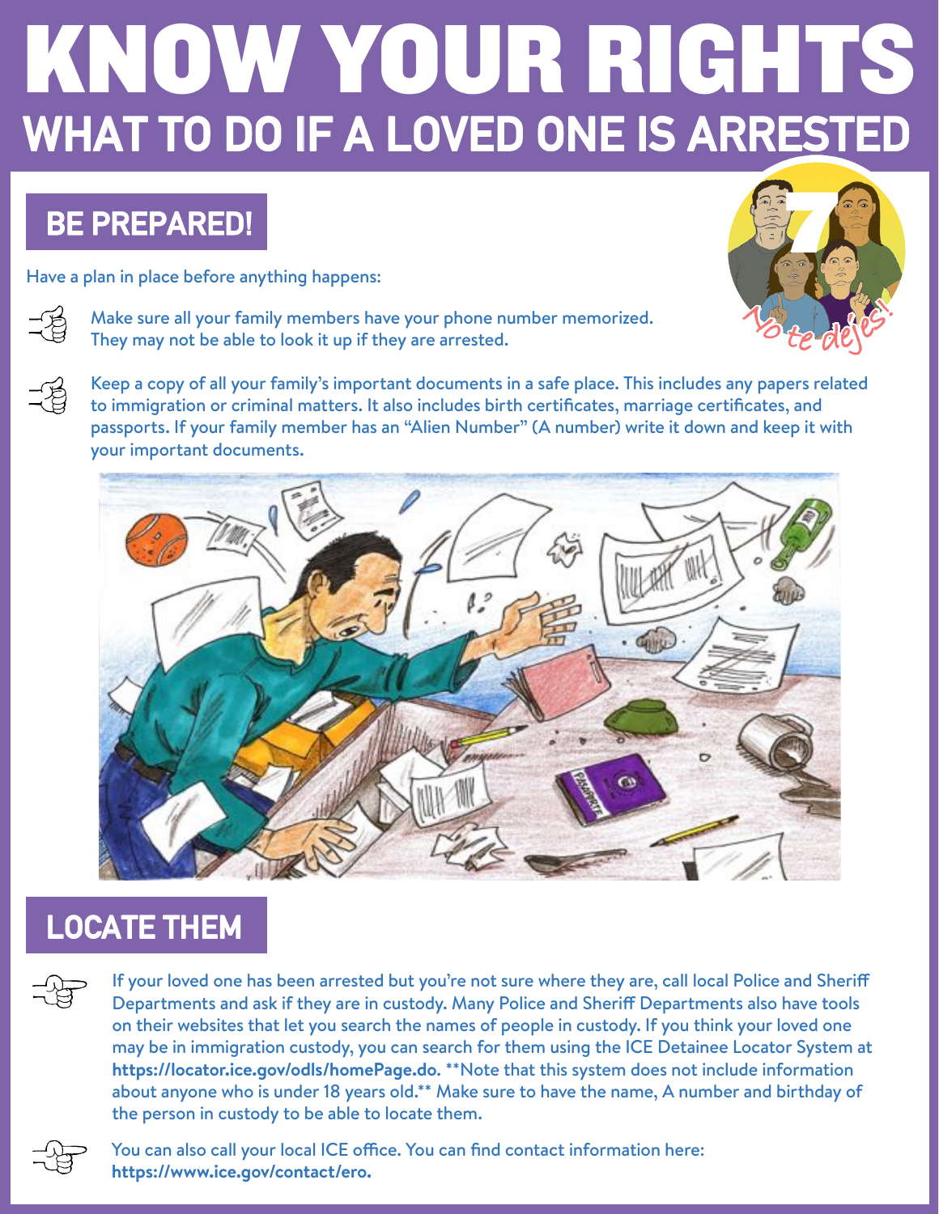# KNOW YOUR RIGHTS

## WHAT TO DO IF A LOVED ONE IS ARRESTED

### BE PREPARED!

Have a plan in place before anything happens:

- Make sure all your family members have your phone number memorized. They may not be able to look it up if they are arrested.
- Keep a copy of all your family's important documents in a safe place. This includes any papers related to immigration or criminal matters. It also includes birth certificates, marriage certificates, and passports. If your family member has an "Alien Number" (A number) write it down and keep it with your important documents.

### LOCATE THEM

- If your loved one has been arrested but you're not sure where they are, call local Police and Sheriff Departments and ask if they are in custody. Many Police and Sheriff Departments also have tools on their websites that let you search the names of people in custody. If you think your loved one may be in immigration custody, you can search for them using the ICE Detainee Locator System at **https://locator.ice.gov/odls/homePage.do**. **Note that this system does not include information about anyone who is under 18 years old.** Make sure to have the name, A number and birthday of the person in custody to be able to locate them.
- You can also call your local ICE office. You can find contact information here: **https://www.ice.gov/contact/ero.**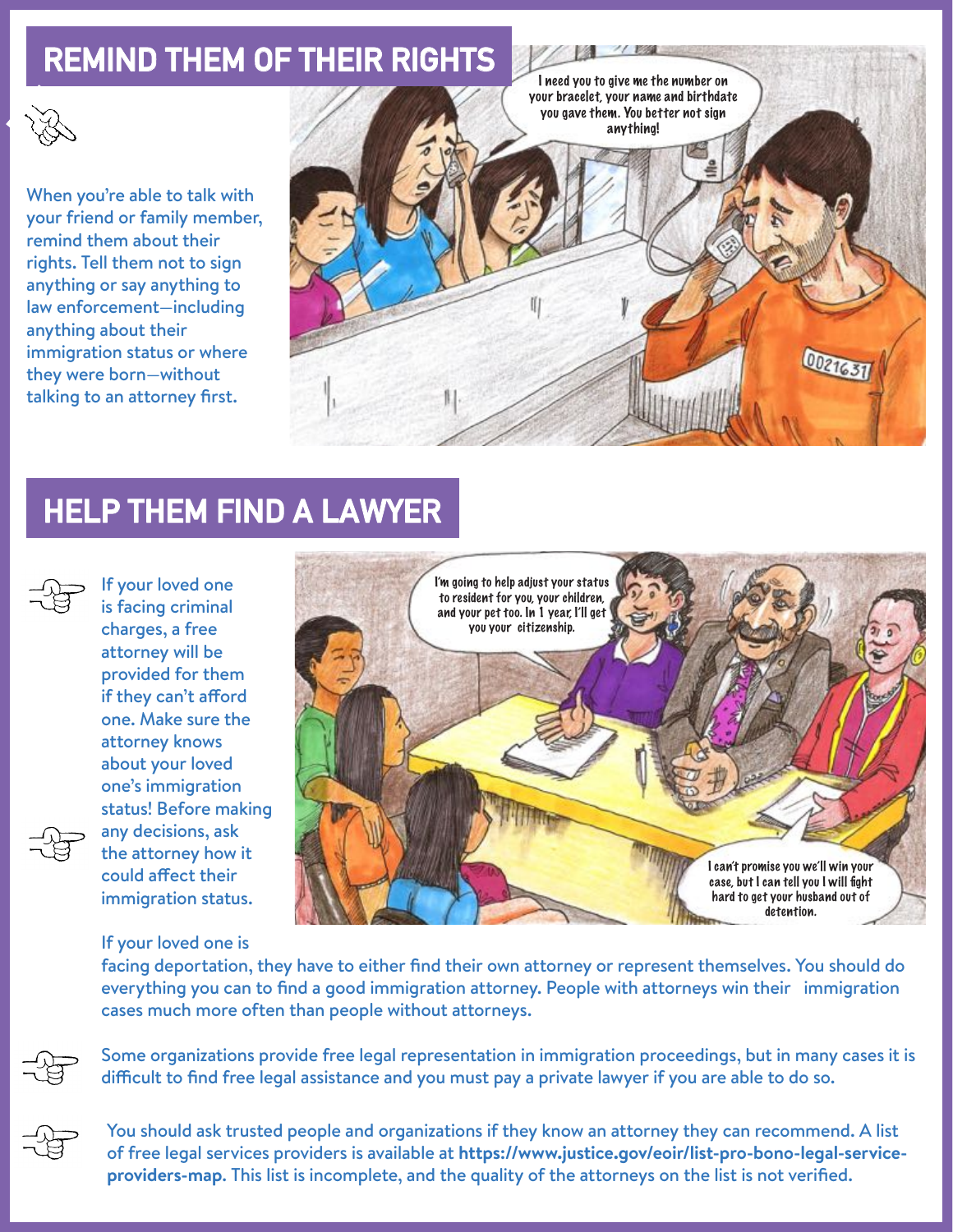## REMIND THEM OF THEIR RIGHTS

When you're able to talk with your friend or family member, remind them about their rights. Tell them not to sign anything or say anything to law enforcement—including anything about their immigration status or where they were born—without talking to an attorney first.

## HELP THEM FIND A LAWYER

- If your loved one is facing criminal charges, a free attorney will be provided for them if they can't afford one. Make sure the attorney knows about your loved one's immigration status! Before making any decisions, ask the attorney how it could affect their immigration status.

- If your loved one is facing deportation, they have to either find their own attorney or represent themselves. You should do everything you can to find a good immigration attorney. People with attorneys win their immigration cases much more often than people without attorneys.

- Some organizations provide free legal representation in immigration proceedings, but in many cases it is difficult to find free legal assistance and you must pay a private lawyer if you are able to do so.

- You should ask trusted people and organizations if they know an attorney they can recommend. A list of free legal services providers is available at **https://www.justice.gov/eoir/list-pro-bono-legal-service-providers-map**. This list is incomplete, and the quality of the attorneys on the list is not verified.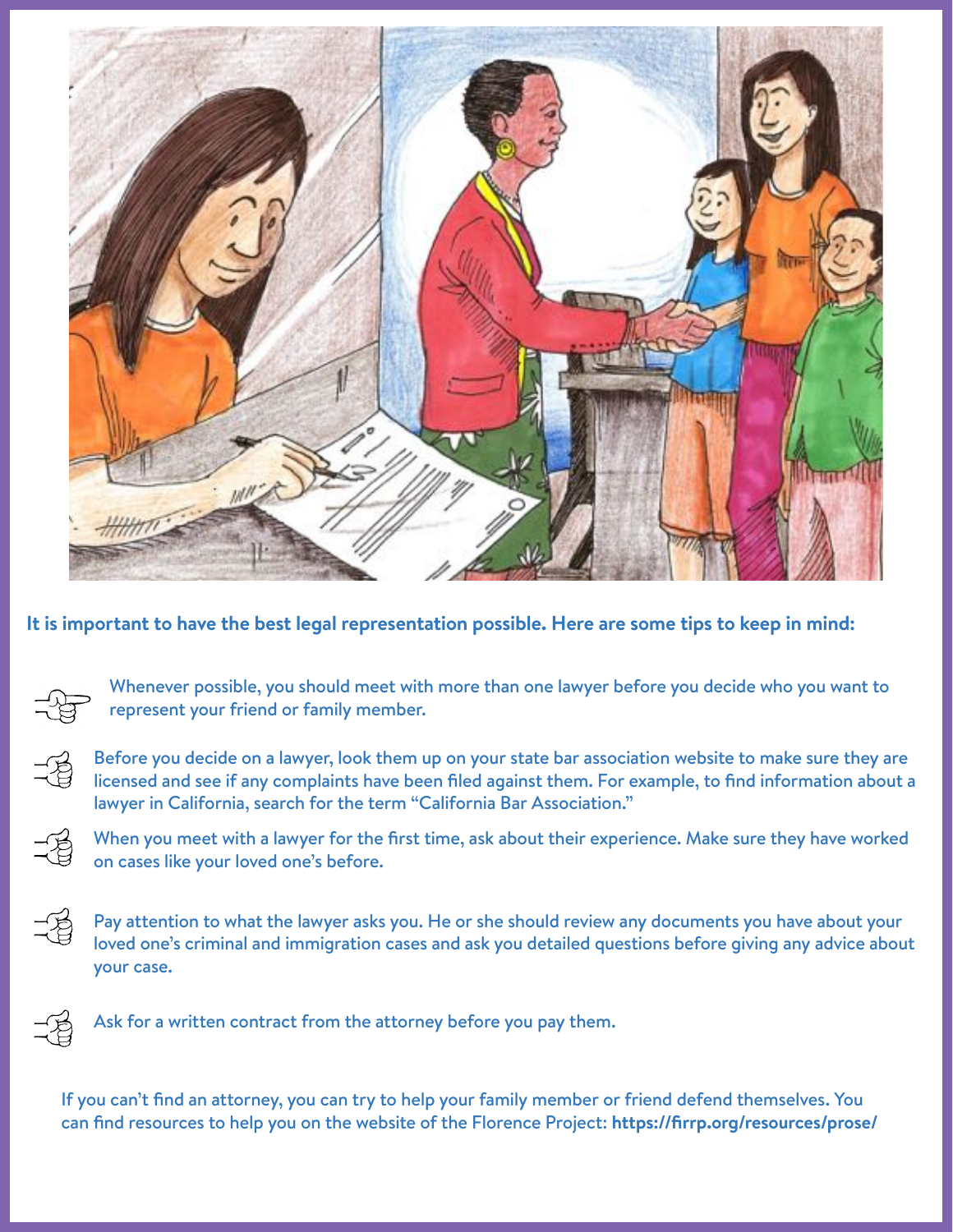**It is important to have the best legal representation possible. Here are some tips to keep in mind:**

- Whenever possible, you should meet with more than one lawyer before you decide who you want to represent your friend or family member.
- Before you decide on a lawyer, look them up on your state bar association website to make sure they are licensed and see if any complaints have been filed against them. For example, to find information about a lawyer in California, search for the term "California Bar Association."
- When you meet with a lawyer for the first time, ask about their experience. Make sure they have worked on cases like your loved one's before.
- Pay attention to what the lawyer asks you. He or she should review any documents you have about your loved one's criminal and immigration cases and ask you detailed questions before giving any advice about your case.
- Ask for a written contract from the attorney before you pay them.

If you can't find an attorney, you can try to help your family member or friend defend themselves. You can find resources to help you on the website of the Florence Project: **https://firrp.org/resources/prose/**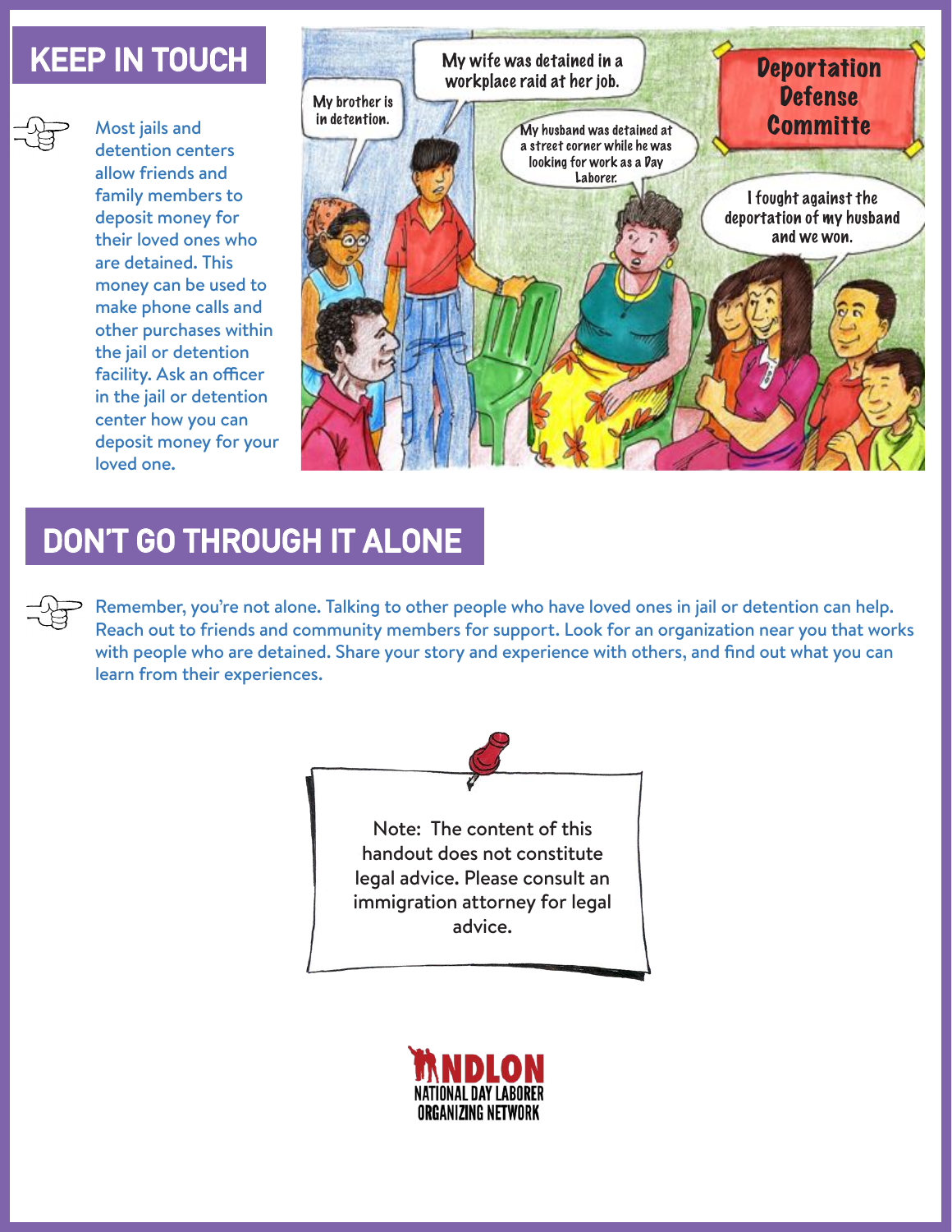## KEEP IN TOUCH

Most jails and detention centers allow friends and family members to deposit money for their loved ones who are detained. This money can be used to make phone calls and other purchases within the jail or detention facility. Ask an officer in the jail or detention center how you can deposit money for your loved one.

My brother is in detention.

My wife was detained in a workplace raid at her job.

My husband was detained at a street corner while he was looking for work as a Day Laborer.

Deportation Defense Committe

I fought against the deportation of my husband and we won.

## DON'T GO THROUGH IT ALONE

Remember, you're not alone. Talking to other people who have loved ones in jail or detention can help. Reach out to friends and community members for support. Look for an organization near you that works with people who are detained. Share your story and experience with others, and find out what you can learn from their experiences.

Note: The content of this handout does not constitute legal advice. Please consult an immigration attorney for legal advice.

NDLON
NATIONAL DAY LABORER ORGANIZING NETWORK